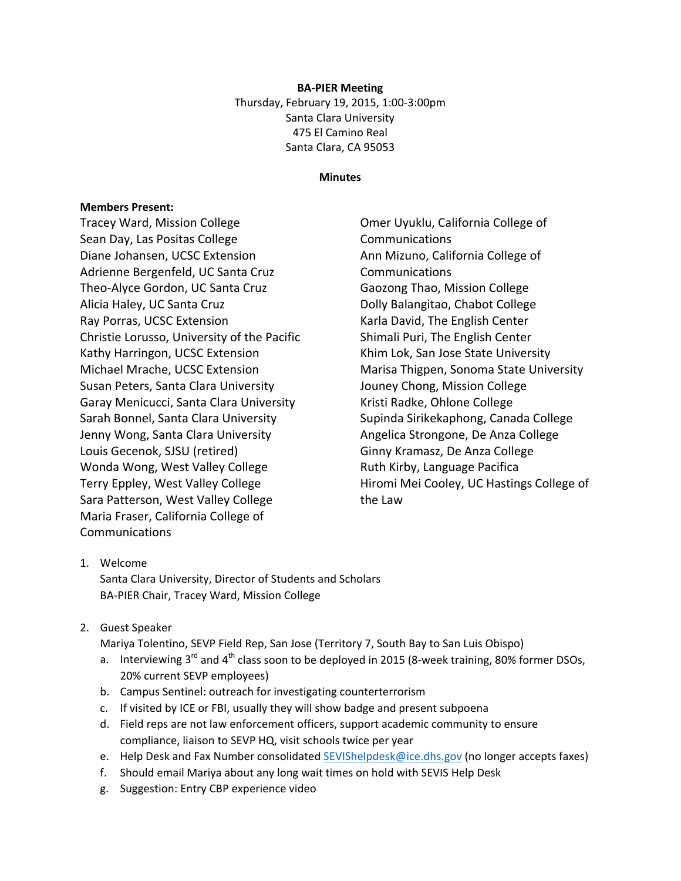**BA-PIER Meeting**
Thursday, February 19, 2015, 1:00-3:00pm
Santa Clara University
475 El Camino Real
Santa Clara, CA 95053

**Minutes**

**Members Present:**

Tracey Ward, Mission College
Sean Day, Las Positas College
Diane Johansen, UCSC Extension
Adrienne Bergenfeld, UC Santa Cruz
Theo-Alyce Gordon, UC Santa Cruz
Alicia Haley, UC Santa Cruz
Ray Porras, UCSC Extension
Christie Lorusso, University of the Pacific
Kathy Harringon, UCSC Extension
Michael Mrache, UCSC Extension
Susan Peters, Santa Clara University
Garay Menicucci, Santa Clara University
Sarah Bonnel, Santa Clara University
Jenny Wong, Santa Clara University
Louis Gecenok, SJSU (retired)
Wonda Wong, West Valley College
Terry Eppley, West Valley College
Sara Patterson, West Valley College
Maria Fraser, California College of Communications
Omer Uyuklu, California College of Communications
Ann Mizuno, California College of Communications
Gaozong Thao, Mission College
Dolly Balangitao, Chabot College
Karla David, The English Center
Shimali Puri, The English Center
Khim Lok, San Jose State University
Marisa Thigpen, Sonoma State University
Jouney Chong, Mission College
Kristi Radke, Ohlone College
Supinda Sirikekaphong, Canada College
Angelica Strongone, De Anza College
Ginny Kramasz, De Anza College
Ruth Kirby, Language Pacifica
Hiromi Mei Cooley, UC Hastings College of the Law

1. Welcome
   Santa Clara University, Director of Students and Scholars
   BA-PIER Chair, Tracey Ward, Mission College

2. Guest Speaker
   Mariya Tolentino, SEVP Field Rep, San Jose (Territory 7, South Bay to San Luis Obispo)
   a. Interviewing 3rd and 4th class soon to be deployed in 2015 (8-week training, 80% former DSOs, 20% current SEVP employees)
   b. Campus Sentinel: outreach for investigating counterterrorism
   c. If visited by ICE or FBI, usually they will show badge and present subpoena
   d. Field reps are not law enforcement officers, support academic community to ensure compliance, liaison to SEVP HQ, visit schools twice per year
   e. Help Desk and Fax Number consolidated SEVIShelpdesk@ice.dhs.gov (no longer accepts faxes)
   f. Should email Mariya about any long wait times on hold with SEVIS Help Desk
   g. Suggestion: Entry CBP experience video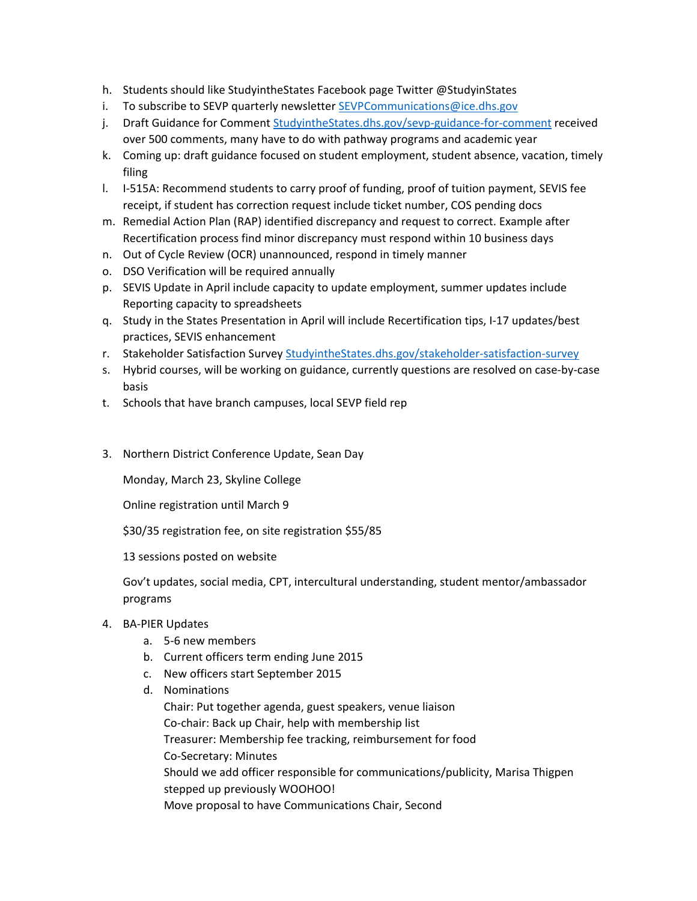h. Students should like StudyintheStates Facebook page Twitter @StudyinStates
i. To subscribe to SEVP quarterly newsletter SEVPCommunications@ice.dhs.gov
j. Draft Guidance for Comment StudyintheStates.dhs.gov/sevp-guidance-for-comment received over 500 comments, many have to do with pathway programs and academic year
k. Coming up: draft guidance focused on student employment, student absence, vacation, timely filing
l. I-515A: Recommend students to carry proof of funding, proof of tuition payment, SEVIS fee receipt, if student has correction request include ticket number, COS pending docs
m. Remedial Action Plan (RAP) identified discrepancy and request to correct. Example after Recertification process find minor discrepancy must respond within 10 business days
n. Out of Cycle Review (OCR) unannounced, respond in timely manner
o. DSO Verification will be required annually
p. SEVIS Update in April include capacity to update employment, summer updates include Reporting capacity to spreadsheets
q. Study in the States Presentation in April will include Recertification tips, I-17 updates/best practices, SEVIS enhancement
r. Stakeholder Satisfaction Survey StudyintheStates.dhs.gov/stakeholder-satisfaction-survey
s. Hybrid courses, will be working on guidance, currently questions are resolved on case-by-case basis
t. Schools that have branch campuses, local SEVP field rep

3. Northern District Conference Update, Sean Day

   Monday, March 23, Skyline College

   Online registration until March 9

   $30/35 registration fee, on site registration $55/85

   13 sessions posted on website

   Gov't updates, social media, CPT, intercultural understanding, student mentor/ambassador programs

4. BA-PIER Updates
   a. 5-6 new members
   b. Current officers term ending June 2015
   c. New officers start September 2015
   d. Nominations

      Chair: Put together agenda, guest speakers, venue liaison

      Co-chair: Back up Chair, help with membership list

      Treasurer: Membership fee tracking, reimbursement for food

      Co-Secretary: Minutes

      Should we add officer responsible for communications/publicity, Marisa Thigpen stepped up previously WOOHOO!

      Move proposal to have Communications Chair, Second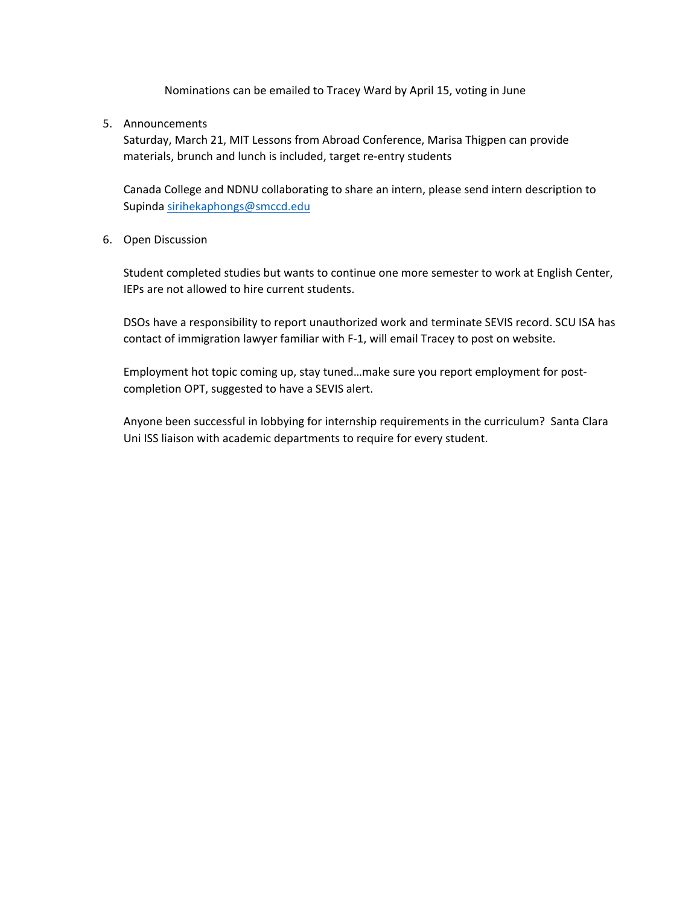Nominations can be emailed to Tracey Ward by April 15, voting in June

5. Announcements

   Saturday, March 21, MIT Lessons from Abroad Conference, Marisa Thigpen can provide materials, brunch and lunch is included, target re-entry students

   Canada College and NDNU collaborating to share an intern, please send intern description to Supinda sirihekaphongs@smccd.edu

6. Open Discussion

   Student completed studies but wants to continue one more semester to work at English Center, IEPs are not allowed to hire current students.

   DSOs have a responsibility to report unauthorized work and terminate SEVIS record. SCU ISA has contact of immigration lawyer familiar with F-1, will email Tracey to post on website.

   Employment hot topic coming up, stay tuned…make sure you report employment for post-completion OPT, suggested to have a SEVIS alert.

   Anyone been successful in lobbying for internship requirements in the curriculum? Santa Clara Uni ISS liaison with academic departments to require for every student.